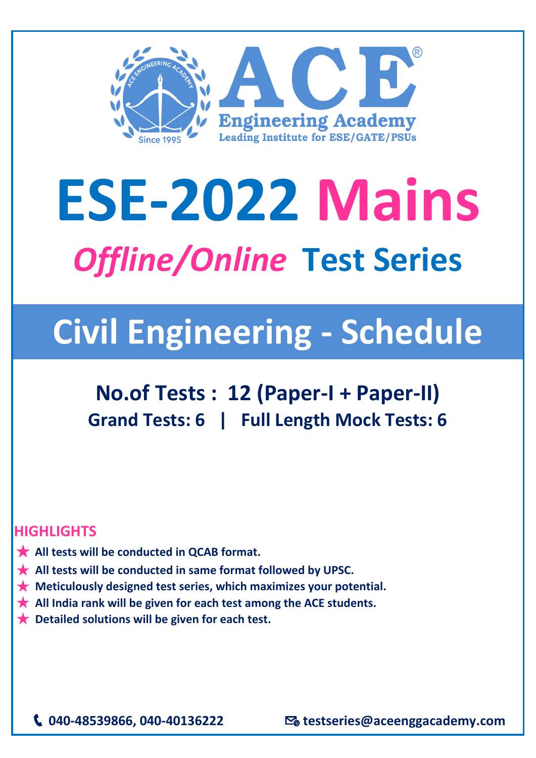# ACE Engineering Academy

Leading Institute for ESE/GATE/PSUs

# ESE-2022 Mains

## *Offline/Online* Test Series

## Civil Engineering - Schedule

**No.of Tests : 12 (Paper-I + Paper-II)**

**Grand Tests: 6 | Full Length Mock Tests: 6**

### HIGHLIGHTS

- ★ **All tests will be conducted in QCAB format.**
- ★ **All tests will be conducted in same format followed by UPSC.**
- ★ **Meticulously designed test series, which maximizes your potential.**
- ★ **All India rank will be given for each test among the ACE students.**
- ★ **Detailed solutions will be given for each test.**

**040-48539866, 040-40136222** | **testseries@aceenggacademy.com**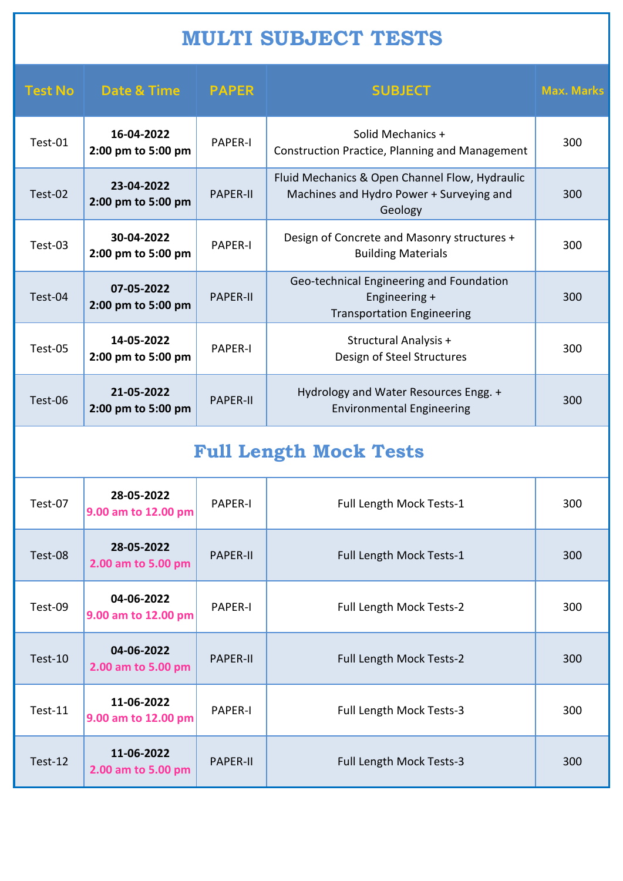# MULTI SUBJECT TESTS

| Test No | Date & Time | PAPER | SUBJECT | Max. Marks |
|---|---|---|---|---|
| Test-01 | **16-04-2022 2:00 pm to 5:00 pm** | PAPER-I | Solid Mechanics + Construction Practice, Planning and Management | 300 |
| Test-02 | **23-04-2022 2:00 pm to 5:00 pm** | PAPER-II | Fluid Mechanics & Open Channel Flow, Hydraulic Machines and Hydro Power + Surveying and Geology | 300 |
| Test-03 | **30-04-2022 2:00 pm to 5:00 pm** | PAPER-I | Design of Concrete and Masonry structures + Building Materials | 300 |
| Test-04 | **07-05-2022 2:00 pm to 5:00 pm** | PAPER-II | Geo-technical Engineering and Foundation Engineering + Transportation Engineering | 300 |
| Test-05 | **14-05-2022 2:00 pm to 5:00 pm** | PAPER-I | Structural Analysis + Design of Steel Structures | 300 |
| Test-06 | **21-05-2022 2:00 pm to 5:00 pm** | PAPER-II | Hydrology and Water Resources Engg. + Environmental Engineering | 300 |

## Full Length Mock Tests

| Test No | Date & Time | PAPER | SUBJECT | Max. Marks |
|---|---|---|---|---|
| Test-07 | **28-05-2022 9.00 am to 12.00 pm** | PAPER-I | Full Length Mock Tests-1 | 300 |
| Test-08 | **28-05-2022 2.00 am to 5.00 pm** | PAPER-II | Full Length Mock Tests-1 | 300 |
| Test-09 | **04-06-2022 9.00 am to 12.00 pm** | PAPER-I | Full Length Mock Tests-2 | 300 |
| Test-10 | **04-06-2022 2.00 am to 5.00 pm** | PAPER-II | Full Length Mock Tests-2 | 300 |
| Test-11 | **11-06-2022 9.00 am to 12.00 pm** | PAPER-I | Full Length Mock Tests-3 | 300 |
| Test-12 | **11-06-2022 2.00 am to 5.00 pm** | PAPER-II | Full Length Mock Tests-3 | 300 |